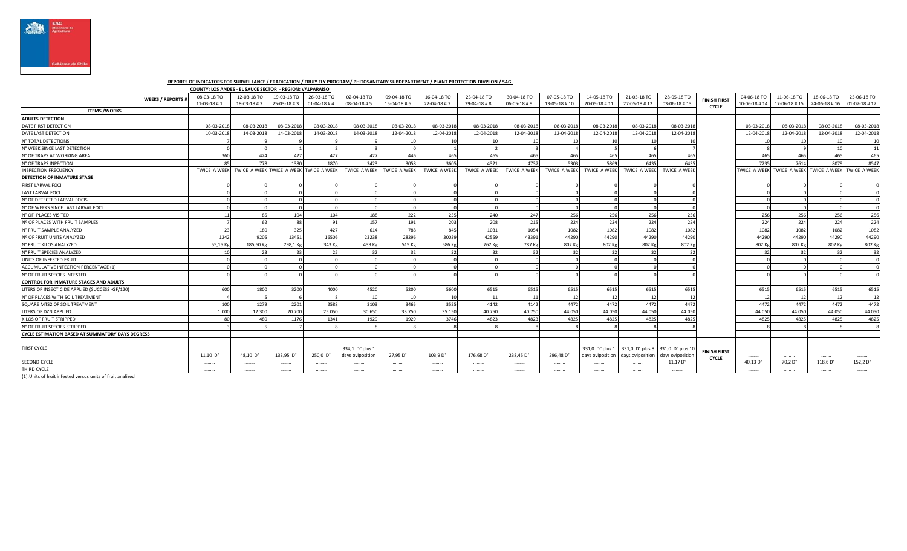**REPORTS OF INDICATORS FOR SURVEILLANCE / ERADICATION / FRUIY FLY PROGRAM/ PHITOSANITARY SUBDEPARTMENT / PLANT PROTECTION DIVISION / SAG**

COUNTY: LOS ANDES - EL SAUCE SECTOR - REGION: VALPARAISO

| WEEKS / REPORTS # | 08-03-18 TO 11-03-18 # 1 | 12-03-18 TO 18-03-18 # 2 | 19-03-18 TO 25-03-18 # 3 | 26-03-18 TO 01-04-18 # 4 | 02-04-18 TO 08-04-18 # 5 | 09-04-18 TO 15-04-18 # 6 | 16-04-18 TO 22-04-18 # 7 | 23-04-18 TO 29-04-18 # 8 | 30-04-18 TO 06-05-18 # 9 | 07-05-18 TO 13-05-18 # 10 | 14-05-18 TO 20-05-18 # 11 | 21-05-18 TO 27-05-18 # 12 | 28-05-18 TO 03-06-18 # 13 | FINISH FIRST CYCLE | 04-06-18 TO 10-06-18 # 14 | 11-06-18 TO 17-06-18 # 15 | 18-06-18 TO 24-06-18 # 16 | 25-06-18 TO 01-07-18 # 17 |
|---|---|---|---|---|---|---|---|---|---|---|---|---|---|---|---|---|---|---|
| **ITEMS /WORKS** | | | | | | | | | | | | | | | | | | |
| **ADULTS DETECTION** | | | | | | | | | | | | | | | | | | |
| DATE FIRST DETECTION | 08-03-2018 | 08-03-2018 | 08-03-2018 | 08-03-2018 | 08-03-2018 | 08-03-2018 | 08-03-2018 | 08-03-2018 | 08-03-2018 | 08-03-2018 | 08-03-2018 | 08-03-2018 | 08-03-2018 | | 08-03-2018 | 08-03-2018 | 08-03-2018 | 08-03-2018 |
| DATE LAST DETECTION | 10-03-2018 | 14-03-2018 | 14-03-2018 | 14-03-2018 | 14-03-2018 | 12-04-2018 | 12-04-2018 | 12-04-2018 | 12-04-2018 | 12-04-2018 | 12-04-2018 | 12-04-2018 | 12-04-2018 | | 12-04-2018 | 12-04-2018 | 12-04-2018 | 12-04-2018 |
| N° TOTAL DETECTIONS | 7 | 9 | 9 | 9 | 9 | 10 | 10 | 10 | 10 | 10 | 10 | 10 | 10 | | 10 | 10 | 10 | 10 |
| N° WEEK SINCE LAST DETECTION | 0 | 0 | 1 | 2 | 3 | 0 | 1 | 2 | 3 | 4 | 5 | 6 | 7 | | 8 | 9 | 10 | 11 |
| N° OF TRAPS AT WORKING AREA | 360 | 424 | 427 | 427 | 427 | 446 | 465 | 465 | 465 | 465 | 465 | 465 | 465 | | 465 | 465 | 465 | 465 |
| N° OF TRAPS INPECTION | 85 | 778 | 1380 | 1870 | 2423 | 3058 | 3605 | 4321 | 4737 | 5303 | 5869 | 6435 | 6435 | | 7235 | 7614 | 8079 | 8547 |
| INSPECTION FRECUENCY | TWICE A WEEK | TWICE A WEEK | TWICE A WEEK | TWICE A WEEK | TWICE A WEEK | TWICE A WEEK | TWICE A WEEK | TWICE A WEEK | TWICE A WEEK | TWICE A WEEK | TWICE A WEEK | TWICE A WEEK | TWICE A WEEK | | TWICE A WEEK | TWICE A WEEK | TWICE A WEEK | TWICE A WEEK |
| **DETECTION OF INMATURE STAGE** | | | | | | | | | | | | | | | | | | |
| FIRST LARVAL FOCI | 0 | 0 | 0 | 0 | 0 | 0 | 0 | 0 | 0 | 0 | 0 | 0 | 0 | | 0 | 0 | 0 | 0 |
| LAST LARVAL FOCI | 0 | 0 | 0 | 0 | 0 | 0 | 0 | 0 | 0 | 0 | 0 | 0 | 0 | | 0 | 0 | 0 | 0 |
| N° OF DETECTED LARVAL FOCIS | 0 | 0 | 0 | 0 | 0 | 0 | 0 | 0 | 0 | 0 | 0 | 0 | 0 | | 0 | 0 | 0 | 0 |
| N° OF WEEKS SINCE LAST LARVAL FOCI | 0 | 0 | 0 | 0 | 0 | 0 | 0 | 0 | 0 | 0 | 0 | 0 | 0 | | 0 | 0 | 0 | 0 |
| N° OF PLACES VISITED | 11 | 85 | 104 | 104 | 188 | 222 | 235 | 240 | 247 | 256 | 256 | 256 | 256 | | 256 | 256 | 256 | 256 |
| Nº OF PLACES WITH FRUIT SAMPLES | 7 | 62 | 88 | 91 | 157 | 191 | 203 | 208 | 215 | 224 | 224 | 224 | 224 | | 224 | 224 | 224 | 224 |
| N° FRUIT SAMPLE ANALYZED | 23 | 180 | 325 | 427 | 614 | 788 | 845 | 1031 | 1054 | 1082 | 1082 | 1082 | 1082 | | 1082 | 1082 | 1082 | 1082 |
| Nº OF FRUIT UNITS ANALYZED | 1242 | 9205 | 13451 | 16506 | 23238 | 28296 | 30039 | 42559 | 43391 | 44290 | 44290 | 44290 | 44290 | | 44290 | 44290 | 44290 | 44290 |
| N° FRUIT KILOS ANALYZED | 55,15 Kg | 185,60 Kg | 298,1 Kg | 343 Kg | 439 Kg | 519 Kg | 586 Kg | 762 Kg | 787 Kg | 802 Kg | 802 Kg | 802 Kg | 802 Kg | | 802 Kg | 802 Kg | 802 Kg | 802 Kg |
| N° FRUIT SPECIES ANALYZED | 10 | 23 | 23 | 25 | 32 | 32 | 32 | 32 | 32 | 32 | 32 | 32 | 32 | | 32 | 32 | 32 | 32 |
| UNITS OF INFESTED FRUIT | 0 | 0 | 0 | 0 | 0 | 0 | 0 | 0 | 0 | 0 | 0 | 0 | 0 | | 0 | 0 | 0 | 0 |
| ACCUMULATIVE INFECTION PERCENTAGE (1) | 0 | 0 | 0 | 0 | 0 | 0 | 0 | 0 | 0 | 0 | 0 | 0 | 0 | | 0 | 0 | 0 | 0 |
| N° OF FRUIT SPECIES INFESTED | 0 | 0 | 0 | 0 | 0 | 0 | 0 | 0 | 0 | 0 | 0 | 0 | 0 | | 0 | 0 | 0 | 0 |
| **CONTROL FOR INMATURE STAGES AND ADULTS** | | | | | | | | | | | | | | | | | | |
| LITERS OF INSECTICIDE APPLIED (SUCCESS -GF/120) | 600 | 1800 | 3200 | 4000 | 4520 | 5200 | 5600 | 6515 | 6515 | 6515 | 6515 | 6515 | 6515 | | 6515 | 6515 | 6515 | 6515 |
| N° OF PLACES WITH SOIL TREATMENT | 4 | 5 | 6 | 8 | 10 | 10 | 10 | 11 | 11 | 12 | 12 | 12 | 12 | | 12 | 12 | 12 | 12 |
| SQUARE MTS2 OF SOIL TREATMENT | 100 | 1279 | 2201 | 2588 | 3103 | 3465 | 3525 | 4142 | 4142 | 4472 | 4472 | 4472 | 4472 | | 4472 | 4472 | 4472 | 4472 |
| LITERS OF DZN APPLIED | 1.000 | 12.300 | 20.700 | 25.050 | 30.650 | 33.750 | 35.150 | 40.750 | 40.750 | 44.050 | 44.050 | 44.050 | 44.050 | | 44.050 | 44.050 | 44.050 | 44.050 |
| KILOS OF FRUIT STRIPPED | 80 | 480 | 1176 | 1341 | 1929 | 1929 | 3746 | 4823 | 4823 | 4825 | 4825 | 4825 | 4825 | | 4825 | 4825 | 4825 | 4825 |
| N° OF FRUIT SPECIES STRIPPED | 3 | 5 | 7 | 8 | 8 | 8 | 8 | 8 | 8 | 8 | 8 | 8 | 8 | | 8 | 8 | 8 | 8 |
| **CYCLE ESTIMATION BASED AT SUMMATORY DAYS DEGRESS** | | | | | | | | | | | | | | | | | | |
| FIRST CYCLE | 11,10 D° | 48,10 D° | 133,95 D° | 250,0 D° | 334,1 D° plus 1 days oviposition | 27,95 D° | 103,9 D° | 176,68 D° | 238,45 D° | 296,48 D° | 331,0 D° plus 1 days oviposition | 331,0 D° plus 8 days oviposition | 331,0 D° plus 10 days oviposition | FINISH FIRST CYCLE | ......... | ......... | ......... | ......... |
| SECOND CYCLE | ......... | ......... | ......... | ......... | ......... | ......... | ......... | ......... | ......... | ......... | ......... | ......... | 11,17 D° | | 40,13 D° | 70,2 D° | 118,6 D° | 152,2 D° |
| THIRD CYCLE | ......... | ......... | ......... | ......... | ......... | ......... | ......... | ......... | ......... | ......... | ......... | ......... | ......... | | ......... | ......... | ......... | ......... |

(1):Units of fruit infested versus units of fruit analized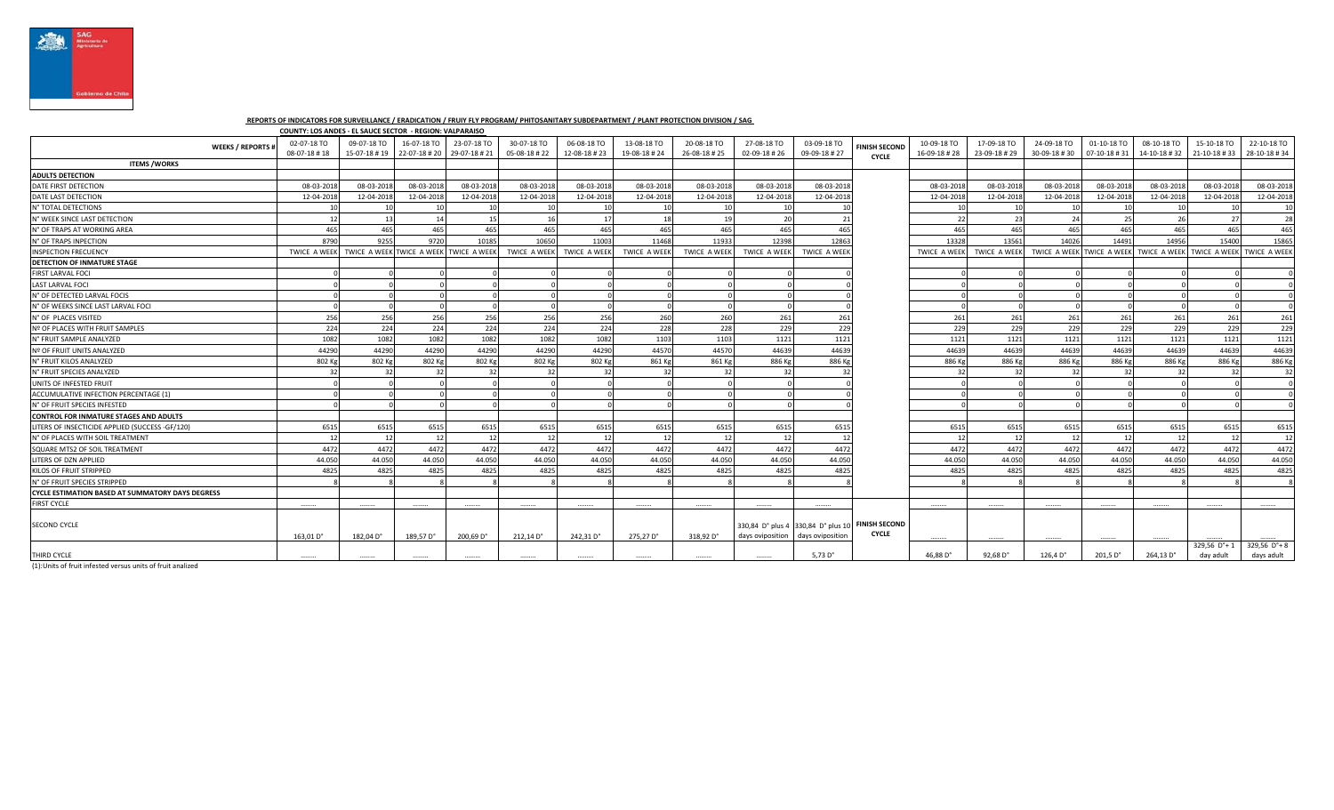**REPORTS OF INDICATORS FOR SURVEILLANCE / ERADICATION / FRUIY FLY PROGRAM/ PHITOSANITARY SUBDEPARTMENT / PLANT PROTECTION DIVISION / SAG**

**COUNTY: LOS ANDES - EL SAUCE SECTOR - REGION: VALPARAISO**

| WEEKS / REPORTS # | 02-07-18 TO 08-07-18 # 18 | 09-07-18 TO 15-07-18 # 19 | 16-07-18 TO 22-07-18 # 20 | 23-07-18 TO 29-07-18 # 21 | 30-07-18 TO 05-08-18 # 22 | 06-08-18 TO 12-08-18 # 23 | 13-08-18 TO 19-08-18 # 24 | 20-08-18 TO 26-08-18 # 25 | 27-08-18 TO 02-09-18 # 26 | 03-09-18 TO 09-09-18 # 27 | FINISH SECOND CYCLE | 10-09-18 TO 16-09-18 # 28 | 17-09-18 TO 23-09-18 # 29 | 24-09-18 TO 30-09-18 # 30 | 01-10-18 TO 07-10-18 # 31 | 08-10-18 TO 14-10-18 # 32 | 15-10-18 TO 21-10-18 # 33 | 22-10-18 TO 28-10-18 # 34 |
|---|---|---|---|---|---|---|---|---|---|---|---|---|---|---|---|---|---|---|
| **ITEMS /WORKS** | | | | | | | | | | | | | | | | | | |
| **ADULTS DETECTION** | | | | | | | | | | | | | | | | | | |
| DATE FIRST DETECTION | 08-03-2018 | 08-03-2018 | 08-03-2018 | 08-03-2018 | 08-03-2018 | 08-03-2018 | 08-03-2018 | 08-03-2018 | 08-03-2018 | 08-03-2018 | | 08-03-2018 | 08-03-2018 | 08-03-2018 | 08-03-2018 | 08-03-2018 | 08-03-2018 | 08-03-2018 |
| DATE LAST DETECTION | 12-04-2018 | 12-04-2018 | 12-04-2018 | 12-04-2018 | 12-04-2018 | 12-04-2018 | 12-04-2018 | 12-04-2018 | 12-04-2018 | 12-04-2018 | | 12-04-2018 | 12-04-2018 | 12-04-2018 | 12-04-2018 | 12-04-2018 | 12-04-2018 | 12-04-2018 |
| N° TOTAL DETECTIONS | 10 | 10 | 10 | 10 | 10 | 10 | 10 | 10 | 10 | 10 | | 10 | 10 | 10 | 10 | 10 | 10 | 10 |
| N° WEEK SINCE LAST DETECTION | 12 | 13 | 14 | 15 | 16 | 17 | 18 | 19 | 20 | 21 | | 22 | 23 | 24 | 25 | 26 | 27 | 28 |
| N° OF TRAPS AT WORKING AREA | 465 | 465 | 465 | 465 | 465 | 465 | 465 | 465 | 465 | 465 | | 465 | 465 | 465 | 465 | 465 | 465 | 465 |
| N° OF TRAPS INPECTION | 8790 | 9255 | 9720 | 10185 | 10650 | 11003 | 11468 | 11933 | 12398 | 12863 | | 13328 | 13561 | 14026 | 14491 | 14956 | 15400 | 15865 |
| INSPECTION FRECUENCY | TWICE A WEEK | TWICE A WEEK | TWICE A WEEK | TWICE A WEEK | TWICE A WEEK | TWICE A WEEK | TWICE A WEEK | TWICE A WEEK | TWICE A WEEK | TWICE A WEEK | | TWICE A WEEK | TWICE A WEEK | TWICE A WEEK | TWICE A WEEK | TWICE A WEEK | TWICE A WEEK | TWICE A WEEK |
| **DETECTION OF INMATURE STAGE** | | | | | | | | | | | | | | | | | | |
| FIRST LARVAL FOCI | 0 | 0 | 0 | 0 | 0 | 0 | 0 | 0 | 0 | 0 | | 0 | 0 | 0 | 0 | 0 | 0 | 0 |
| LAST LARVAL FOCI | 0 | 0 | 0 | 0 | 0 | 0 | 0 | 0 | 0 | 0 | | 0 | 0 | 0 | 0 | 0 | 0 | 0 |
| N° OF DETECTED LARVAL FOCIS | 0 | 0 | 0 | 0 | 0 | 0 | 0 | 0 | 0 | 0 | | 0 | 0 | 0 | 0 | 0 | 0 | 0 |
| N° OF WEEKS SINCE LAST LARVAL FOCI | 0 | 0 | 0 | 0 | 0 | 0 | 0 | 0 | 0 | 0 | | 0 | 0 | 0 | 0 | 0 | 0 | 0 |
| N° OF PLACES VISITED | 256 | 256 | 256 | 256 | 256 | 256 | 260 | 260 | 261 | 261 | | 261 | 261 | 261 | 261 | 261 | 261 | 261 |
| Nº OF PLACES WITH FRUIT SAMPLES | 224 | 224 | 224 | 224 | 224 | 224 | 228 | 228 | 229 | 229 | | 229 | 229 | 229 | 229 | 229 | 229 | 229 |
| N° FRUIT SAMPLE ANALYZED | 1082 | 1082 | 1082 | 1082 | 1082 | 1082 | 1103 | 1103 | 1121 | 1121 | | 1121 | 1121 | 1121 | 1121 | 1121 | 1121 | 1121 |
| Nº OF FRUIT UNITS ANALYZED | 44290 | 44290 | 44290 | 44290 | 44290 | 44290 | 44570 | 44570 | 44639 | 44639 | | 44639 | 44639 | 44639 | 44639 | 44639 | 44639 | 44639 |
| N° FRUIT KILOS ANALYZED | 802 Kg | 802 Kg | 802 Kg | 802 Kg | 802 Kg | 802 Kg | 861 Kg | 861 Kg | 886 Kg | 886 Kg | | 886 Kg | 886 Kg | 886 Kg | 886 Kg | 886 Kg | 886 Kg | 886 Kg |
| N° FRUIT SPECIES ANALYZED | 32 | 32 | 32 | 32 | 32 | 32 | 32 | 32 | 32 | 32 | | 32 | 32 | 32 | 32 | 32 | 32 | 32 |
| UNITS OF INFESTED FRUIT | 0 | 0 | 0 | 0 | 0 | 0 | 0 | 0 | 0 | 0 | | 0 | 0 | 0 | 0 | 0 | 0 | 0 |
| ACCUMULATIVE INFECTION PERCENTAGE (1) | 0 | 0 | 0 | 0 | 0 | 0 | 0 | 0 | 0 | 0 | | 0 | 0 | 0 | 0 | 0 | 0 | 0 |
| N° OF FRUIT SPECIES INFESTED | 0 | 0 | 0 | 0 | 0 | 0 | 0 | 0 | 0 | 0 | | 0 | 0 | 0 | 0 | 0 | 0 | 0 |
| **CONTROL FOR INMATURE STAGES AND ADULTS** | | | | | | | | | | | | | | | | | | |
| LITERS OF INSECTICIDE APPLIED (SUCCESS -GF/120) | 6515 | 6515 | 6515 | 6515 | 6515 | 6515 | 6515 | 6515 | 6515 | 6515 | | 6515 | 6515 | 6515 | 6515 | 6515 | 6515 | 6515 |
| N° OF PLACES WITH SOIL TREATMENT | 12 | 12 | 12 | 12 | 12 | 12 | 12 | 12 | 12 | 12 | | 12 | 12 | 12 | 12 | 12 | 12 | 12 |
| SQUARE MTS2 OF SOIL TREATMENT | 4472 | 4472 | 4472 | 4472 | 4472 | 4472 | 4472 | 4472 | 4472 | 4472 | | 4472 | 4472 | 4472 | 4472 | 4472 | 4472 | 4472 |
| LITERS OF DZN APPLIED | 44.050 | 44.050 | 44.050 | 44.050 | 44.050 | 44.050 | 44.050 | 44.050 | 44.050 | 44.050 | | 44.050 | 44.050 | 44.050 | 44.050 | 44.050 | 44.050 | 44.050 |
| KILOS OF FRUIT STRIPPED | 4825 | 4825 | 4825 | 4825 | 4825 | 4825 | 4825 | 4825 | 4825 | 4825 | | 4825 | 4825 | 4825 | 4825 | 4825 | 4825 | 4825 |
| N° OF FRUIT SPECIES STRIPPED | 8 | 8 | 8 | 8 | 8 | 8 | 8 | 8 | 8 | 8 | | 8 | 8 | 8 | 8 | 8 | 8 | 8 |
| **CYCLE ESTIMATION BASED AT SUMMATORY DAYS DEGRESS** | | | | | | | | | | | | | | | | | | |
| FIRST CYCLE | ......... | ......... | ......... | ......... | ......... | ......... | ......... | ......... | ......... | ......... | | ......... | ......... | ......... | ......... | ......... | ......... | ......... |
| SECOND CYCLE | 163,01 D° | 182,04 D° | 189,57 D° | 200,69 D° | 212,14 D° | 242,31 D° | 275,27 D° | 318,92 D° | 330,84 D° plus 4 days oviposition | 330,84 D° plus 10 days oviposition | FINISH SECOND CYCLE | ......... | ......... | ......... | ......... | ......... | ......... | ......... |
| THIRD CYCLE | ......... | ......... | ......... | ......... | ......... | ......... | ......... | ......... | ......... | 5,73 D° | | 46,88 D° | 92,68 D° | 126,4 D° | 201,5 D° | 264,13 D° | 329,56 D°+ 1 day adult | 329,56 D°+ 8 days adult |

(1):Units of fruit infested versus units of fruit analized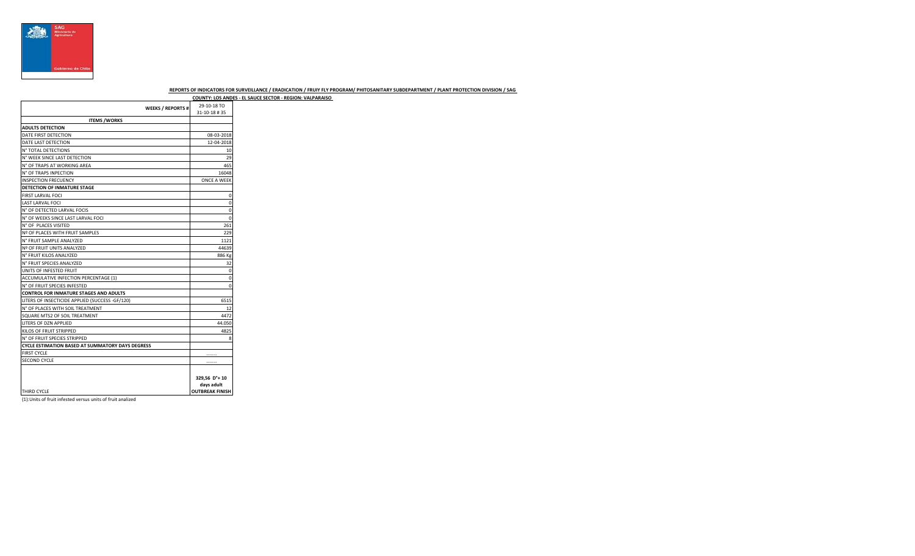SAG
Ministerio de Agricultura

Gobierno de Chile

**REPORTS OF INDICATORS FOR SURVEILLANCE / ERADICATION / FRUIY FLY PROGRAM/ PHITOSANITARY SUBDEPARTMENT / PLANT PROTECTION DIVISION / SAG**

**COUNTY: LOS ANDES - EL SAUCE SECTOR - REGION: VALPARAISO**

| WEEKS / REPORTS # | 29-10-18 TO 31-10-18 # 35 |
|---|---|
| **ITEMS /WORKS** | |
| **ADULTS DETECTION** | |
| DATE FIRST DETECTION | 08-03-2018 |
| DATE LAST DETECTION | 12-04-2018 |
| N° TOTAL DETECTIONS | 10 |
| N° WEEK SINCE LAST DETECTION | 29 |
| N° OF TRAPS AT WORKING AREA | 465 |
| N° OF TRAPS INPECTION | 16048 |
| INSPECTION FRECUENCY | ONCE A WEEK |
| **DETECTION OF INMATURE STAGE** | |
| FIRST LARVAL FOCI | 0 |
| LAST LARVAL FOCI | 0 |
| N° OF DETECTED LARVAL FOCIS | 0 |
| N° OF WEEKS SINCE LAST LARVAL FOCI | 0 |
| N° OF PLACES VISITED | 261 |
| Nº OF PLACES WITH FRUIT SAMPLES | 229 |
| N° FRUIT SAMPLE ANALYZED | 1121 |
| Nº OF FRUIT UNITS ANALYZED | 44639 |
| N° FRUIT KILOS ANALYZED | 886 Kg |
| N° FRUIT SPECIES ANALYZED | 32 |
| UNITS OF INFESTED FRUIT | 0 |
| ACCUMULATIVE INFECTION PERCENTAGE (1) | 0 |
| N° OF FRUIT SPECIES INFESTED | 0 |
| **CONTROL FOR INMATURE STAGES AND ADULTS** | |
| LITERS OF INSECTICIDE APPLIED (SUCCESS -GF/120) | 6515 |
| N° OF PLACES WITH SOIL TREATMENT | 12 |
| SQUARE MTS2 OF SOIL TREATMENT | 4472 |
| LITERS OF DZN APPLIED | 44.050 |
| KILOS OF FRUIT STRIPPED | 4825 |
| N° OF FRUIT SPECIES STRIPPED | 8 |
| **CYCLE ESTIMATION BASED AT SUMMATORY DAYS DEGRESS** | |
| FIRST CYCLE | ........ |
| SECOND CYCLE | ........ |
| THIRD CYCLE | **329,56 D°+ 10 days adult OUTBREAK FINISH** |

(1):Units of fruit infested versus units of fruit analized